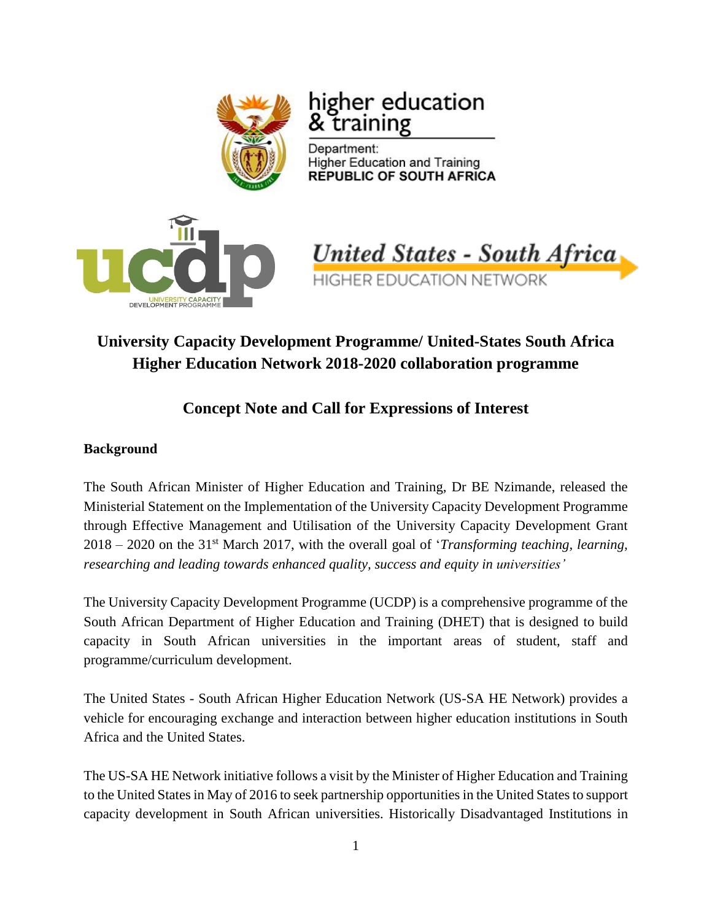higher education & training

Department: Higher Education and Training REPUBLIC OF SOUTH AFRICA

UNIVERSITY CAPACITY DEVELOPMENT PROGRAMME

United States - South Africa HIGHER EDUCATION NETWORK

# University Capacity Development Programme/ United-States South Africa Higher Education Network 2018-2020 collaboration programme

## Concept Note and Call for Expressions of Interest

### Background

The South African Minister of Higher Education and Training, Dr BE Nzimande, released the Ministerial Statement on the Implementation of the University Capacity Development Programme through Effective Management and Utilisation of the University Capacity Development Grant 2018 – 2020 on the 31st March 2017, with the overall goal of '*Transforming teaching, learning, researching and leading towards enhanced quality, success and equity in universities'*

The University Capacity Development Programme (UCDP) is a comprehensive programme of the South African Department of Higher Education and Training (DHET) that is designed to build capacity in South African universities in the important areas of student, staff and programme/curriculum development.

The United States - South African Higher Education Network (US-SA HE Network) provides a vehicle for encouraging exchange and interaction between higher education institutions in South Africa and the United States.

The US-SA HE Network initiative follows a visit by the Minister of Higher Education and Training to the United States in May of 2016 to seek partnership opportunities in the United States to support capacity development in South African universities. Historically Disadvantaged Institutions in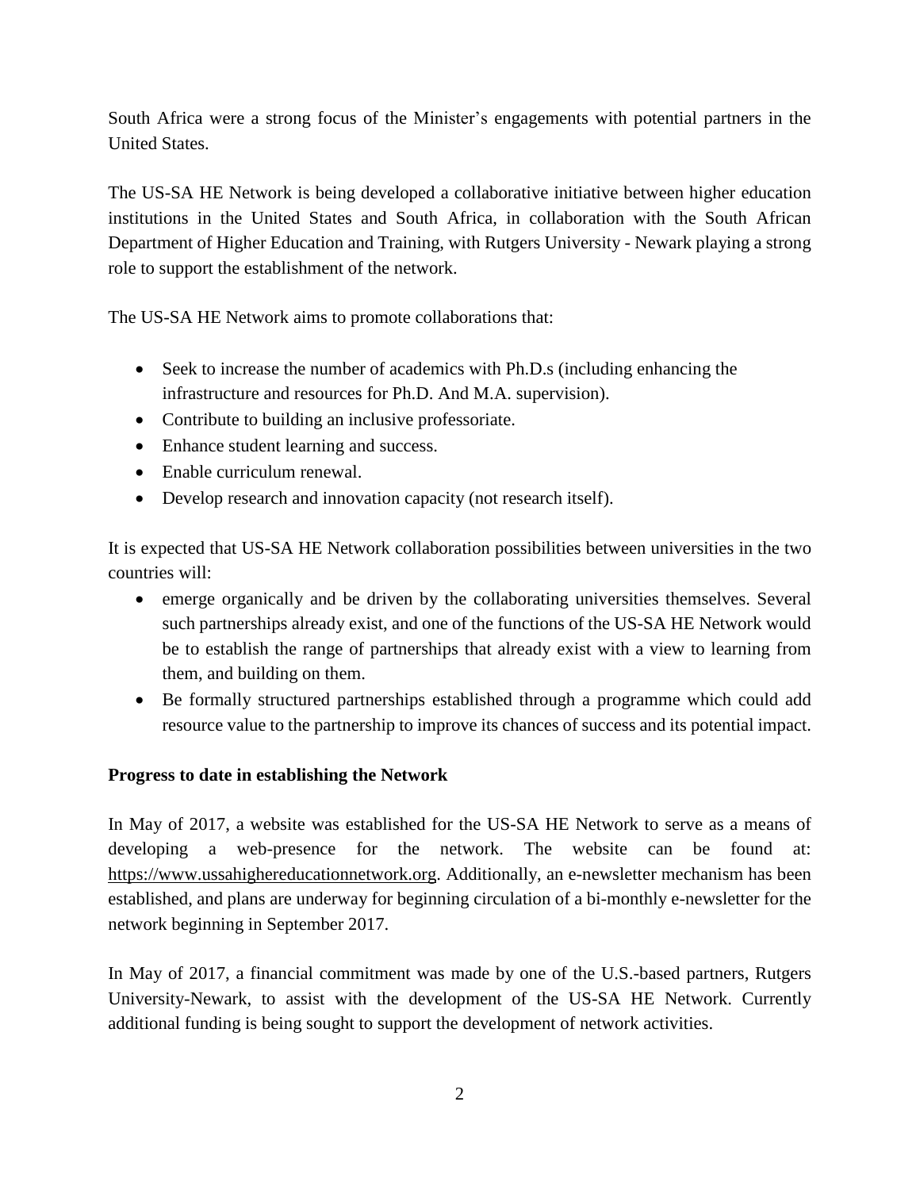South Africa were a strong focus of the Minister's engagements with potential partners in the United States.

The US-SA HE Network is being developed a collaborative initiative between higher education institutions in the United States and South Africa, in collaboration with the South African Department of Higher Education and Training, with Rutgers University - Newark playing a strong role to support the establishment of the network.

The US-SA HE Network aims to promote collaborations that:

- Seek to increase the number of academics with Ph.D.s (including enhancing the infrastructure and resources for Ph.D. And M.A. supervision).
- Contribute to building an inclusive professoriate.
- Enhance student learning and success.
- Enable curriculum renewal.
- Develop research and innovation capacity (not research itself).

It is expected that US-SA HE Network collaboration possibilities between universities in the two countries will:

- emerge organically and be driven by the collaborating universities themselves. Several such partnerships already exist, and one of the functions of the US-SA HE Network would be to establish the range of partnerships that already exist with a view to learning from them, and building on them.
- Be formally structured partnerships established through a programme which could add resource value to the partnership to improve its chances of success and its potential impact.

**Progress to date in establishing the Network**

In May of 2017, a website was established for the US-SA HE Network to serve as a means of developing a web-presence for the network. The website can be found at: https://www.ussahighereducationnetwork.org. Additionally, an e-newsletter mechanism has been established, and plans are underway for beginning circulation of a bi-monthly e-newsletter for the network beginning in September 2017.

In May of 2017, a financial commitment was made by one of the U.S.-based partners, Rutgers University-Newark, to assist with the development of the US-SA HE Network. Currently additional funding is being sought to support the development of network activities.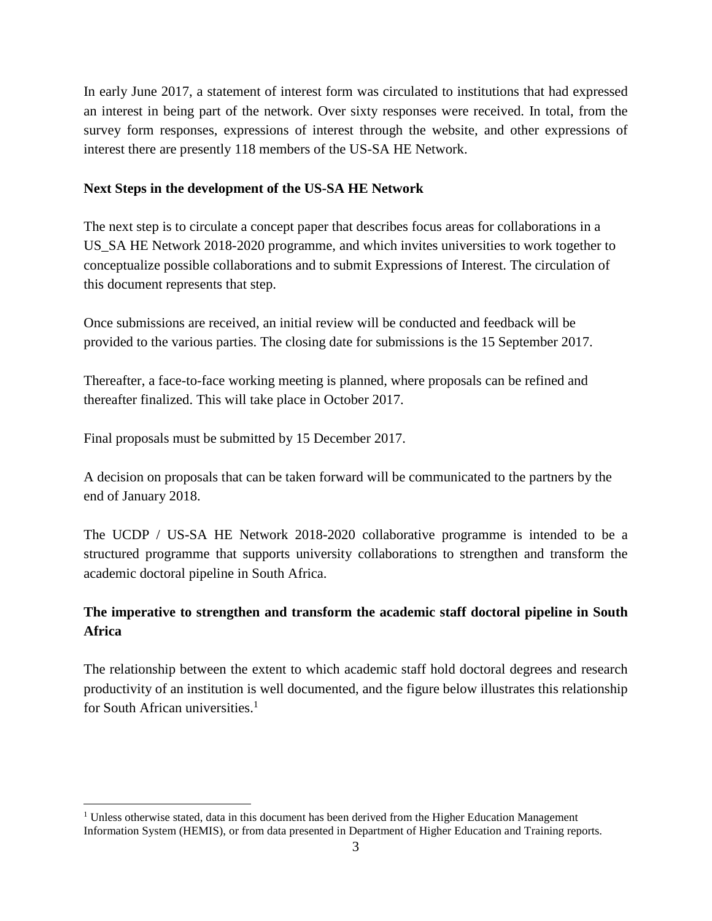In early June 2017, a statement of interest form was circulated to institutions that had expressed an interest in being part of the network. Over sixty responses were received. In total, from the survey form responses, expressions of interest through the website, and other expressions of interest there are presently 118 members of the US-SA HE Network.

**Next Steps in the development of the US-SA HE Network**

The next step is to circulate a concept paper that describes focus areas for collaborations in a US_SA HE Network 2018-2020 programme, and which invites universities to work together to conceptualize possible collaborations and to submit Expressions of Interest. The circulation of this document represents that step.

Once submissions are received, an initial review will be conducted and feedback will be provided to the various parties. The closing date for submissions is the 15 September 2017.

Thereafter, a face-to-face working meeting is planned, where proposals can be refined and thereafter finalized. This will take place in October 2017.

Final proposals must be submitted by 15 December 2017.

A decision on proposals that can be taken forward will be communicated to the partners by the end of January 2018.

The UCDP / US-SA HE Network 2018-2020 collaborative programme is intended to be a structured programme that supports university collaborations to strengthen and transform the academic doctoral pipeline in South Africa.

**The imperative to strengthen and transform the academic staff doctoral pipeline in South Africa**

The relationship between the extent to which academic staff hold doctoral degrees and research productivity of an institution is well documented, and the figure below illustrates this relationship for South African universities.[1]

[1] Unless otherwise stated, data in this document has been derived from the Higher Education Management Information System (HEMIS), or from data presented in Department of Higher Education and Training reports.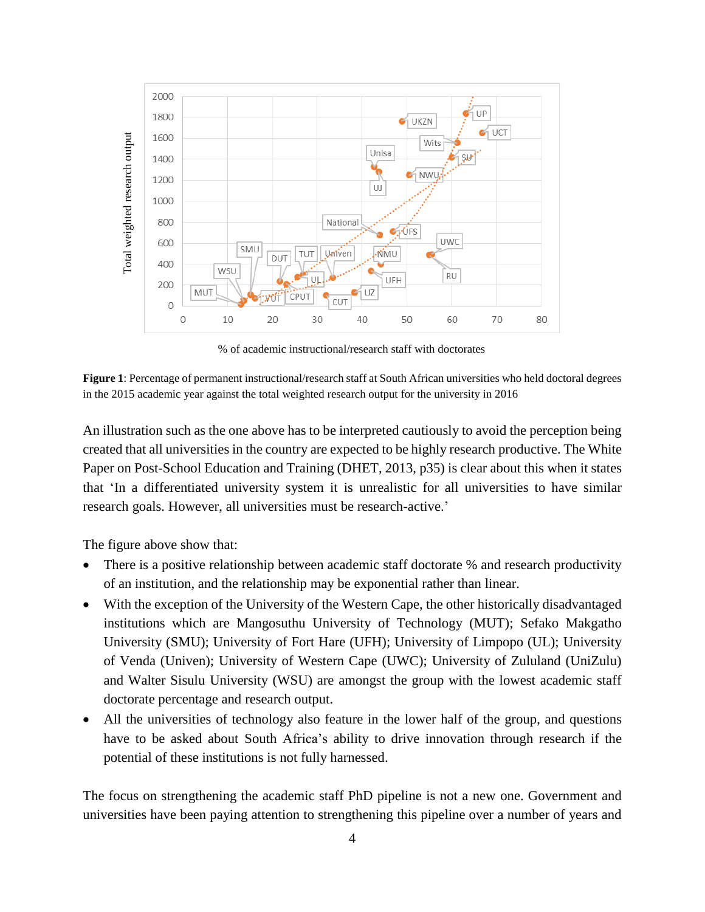**Figure 1**: Percentage of permanent instructional/research staff at South African universities who held doctoral degrees in the 2015 academic year against the total weighted research output for the university in 2016

An illustration such as the one above has to be interpreted cautiously to avoid the perception being created that all universities in the country are expected to be highly research productive. The White Paper on Post-School Education and Training (DHET, 2013, p35) is clear about this when it states that 'In a differentiated university system it is unrealistic for all universities to have similar research goals. However, all universities must be research-active.'

The figure above show that:

- There is a positive relationship between academic staff doctorate % and research productivity of an institution, and the relationship may be exponential rather than linear.
- With the exception of the University of the Western Cape, the other historically disadvantaged institutions which are Mangosuthu University of Technology (MUT); Sefako Makgatho University (SMU); University of Fort Hare (UFH); University of Limpopo (UL); University of Venda (Univen); University of Western Cape (UWC); University of Zululand (UniZulu) and Walter Sisulu University (WSU) are amongst the group with the lowest academic staff doctorate percentage and research output.
- All the universities of technology also feature in the lower half of the group, and questions have to be asked about South Africa's ability to drive innovation through research if the potential of these institutions is not fully harnessed.

The focus on strengthening the academic staff PhD pipeline is not a new one. Government and universities have been paying attention to strengthening this pipeline over a number of years and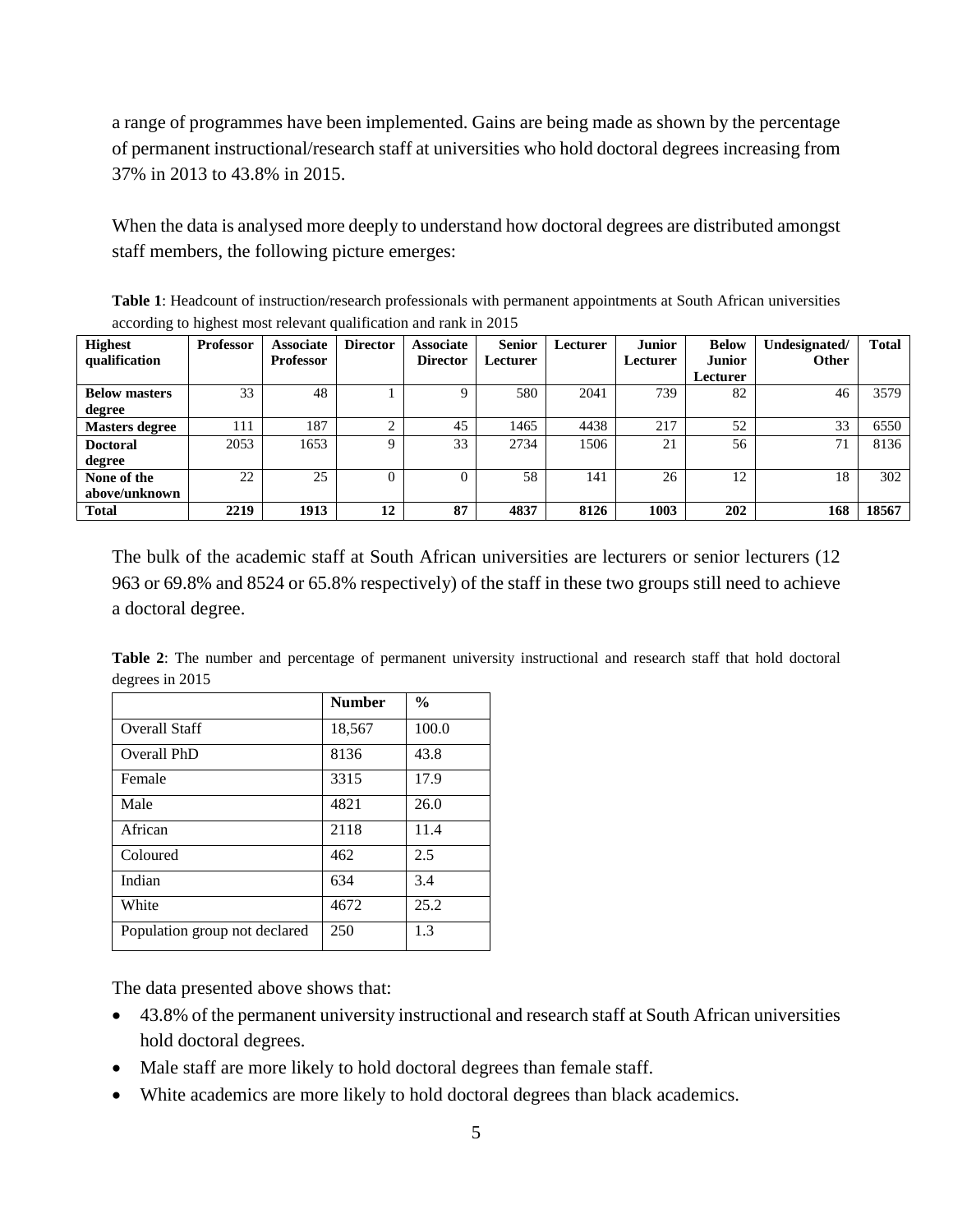a range of programmes have been implemented. Gains are being made as shown by the percentage of permanent instructional/research staff at universities who hold doctoral degrees increasing from 37% in 2013 to 43.8% in 2015.

When the data is analysed more deeply to understand how doctoral degrees are distributed amongst staff members, the following picture emerges:

**Table 1**: Headcount of instruction/research professionals with permanent appointments at South African universities according to highest most relevant qualification and rank in 2015

| Highest qualification | Professor | Associate Professor | Director | Associate Director | Senior Lecturer | Lecturer | Junior Lecturer | Below Junior Lecturer | Undesignated/ Other | Total |
|---|---|---|---|---|---|---|---|---|---|---|
| **Below masters degree** | 33 | 48 | 1 | 9 | 580 | 2041 | 739 | 82 | 46 | 3579 |
| **Masters degree** | 111 | 187 | 2 | 45 | 1465 | 4438 | 217 | 52 | 33 | 6550 |
| **Doctoral degree** | 2053 | 1653 | 9 | 33 | 2734 | 1506 | 21 | 56 | 71 | 8136 |
| **None of the above/unknown** | 22 | 25 | 0 | 0 | 58 | 141 | 26 | 12 | 18 | 302 |
| **Total** | **2219** | **1913** | **12** | **87** | **4837** | **8126** | **1003** | **202** | **168** | **18567** |

The bulk of the academic staff at South African universities are lecturers or senior lecturers (12 963 or 69.8% and 8524 or 65.8% respectively) of the staff in these two groups still need to achieve a doctoral degree.

**Table 2**: The number and percentage of permanent university instructional and research staff that hold doctoral degrees in 2015

| | Number | % |
|---|---|---|
| Overall Staff | 18,567 | 100.0 |
| Overall PhD | 8136 | 43.8 |
| Female | 3315 | 17.9 |
| Male | 4821 | 26.0 |
| African | 2118 | 11.4 |
| Coloured | 462 | 2.5 |
| Indian | 634 | 3.4 |
| White | 4672 | 25.2 |
| Population group not declared | 250 | 1.3 |

The data presented above shows that:

- 43.8% of the permanent university instructional and research staff at South African universities hold doctoral degrees.
- Male staff are more likely to hold doctoral degrees than female staff.
- White academics are more likely to hold doctoral degrees than black academics.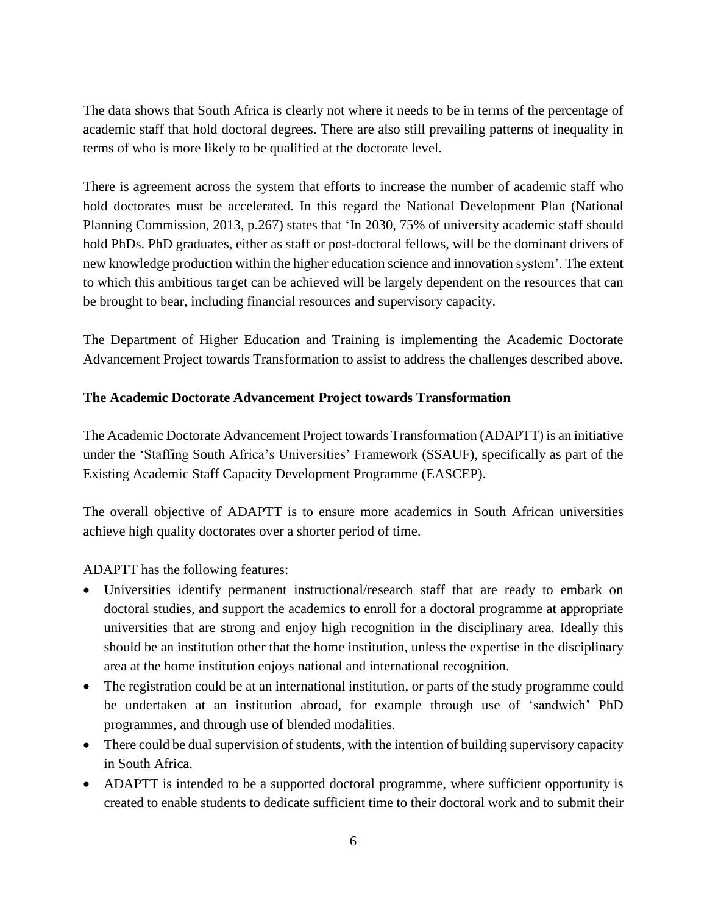The data shows that South Africa is clearly not where it needs to be in terms of the percentage of academic staff that hold doctoral degrees. There are also still prevailing patterns of inequality in terms of who is more likely to be qualified at the doctorate level.

There is agreement across the system that efforts to increase the number of academic staff who hold doctorates must be accelerated. In this regard the National Development Plan (National Planning Commission, 2013, p.267) states that 'In 2030, 75% of university academic staff should hold PhDs. PhD graduates, either as staff or post-doctoral fellows, will be the dominant drivers of new knowledge production within the higher education science and innovation system'. The extent to which this ambitious target can be achieved will be largely dependent on the resources that can be brought to bear, including financial resources and supervisory capacity.

The Department of Higher Education and Training is implementing the Academic Doctorate Advancement Project towards Transformation to assist to address the challenges described above.

**The Academic Doctorate Advancement Project towards Transformation**

The Academic Doctorate Advancement Project towards Transformation (ADAPTT) is an initiative under the 'Staffing South Africa's Universities' Framework (SSAUF), specifically as part of the Existing Academic Staff Capacity Development Programme (EASCEP).

The overall objective of ADAPTT is to ensure more academics in South African universities achieve high quality doctorates over a shorter period of time.

ADAPTT has the following features:

- Universities identify permanent instructional/research staff that are ready to embark on doctoral studies, and support the academics to enroll for a doctoral programme at appropriate universities that are strong and enjoy high recognition in the disciplinary area. Ideally this should be an institution other that the home institution, unless the expertise in the disciplinary area at the home institution enjoys national and international recognition.
- The registration could be at an international institution, or parts of the study programme could be undertaken at an institution abroad, for example through use of 'sandwich' PhD programmes, and through use of blended modalities.
- There could be dual supervision of students, with the intention of building supervisory capacity in South Africa.
- ADAPTT is intended to be a supported doctoral programme, where sufficient opportunity is created to enable students to dedicate sufficient time to their doctoral work and to submit their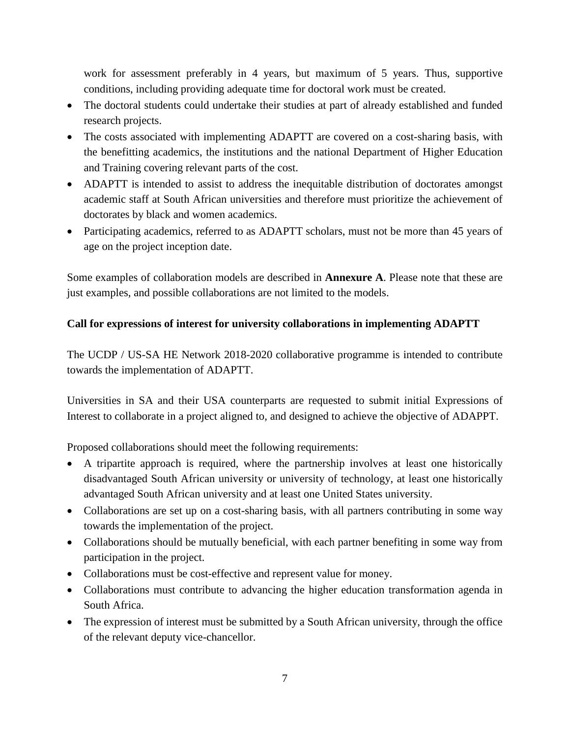work for assessment preferably in 4 years, but maximum of 5 years. Thus, supportive conditions, including providing adequate time for doctoral work must be created.

- The doctoral students could undertake their studies at part of already established and funded research projects.
- The costs associated with implementing ADAPTT are covered on a cost-sharing basis, with the benefitting academics, the institutions and the national Department of Higher Education and Training covering relevant parts of the cost.
- ADAPTT is intended to assist to address the inequitable distribution of doctorates amongst academic staff at South African universities and therefore must prioritize the achievement of doctorates by black and women academics.
- Participating academics, referred to as ADAPTT scholars, must not be more than 45 years of age on the project inception date.

Some examples of collaboration models are described in **Annexure A**. Please note that these are just examples, and possible collaborations are not limited to the models.

**Call for expressions of interest for university collaborations in implementing ADAPTT**

The UCDP / US-SA HE Network 2018-2020 collaborative programme is intended to contribute towards the implementation of ADAPTT.

Universities in SA and their USA counterparts are requested to submit initial Expressions of Interest to collaborate in a project aligned to, and designed to achieve the objective of ADAPPT.

Proposed collaborations should meet the following requirements:

- A tripartite approach is required, where the partnership involves at least one historically disadvantaged South African university or university of technology, at least one historically advantaged South African university and at least one United States university.
- Collaborations are set up on a cost-sharing basis, with all partners contributing in some way towards the implementation of the project.
- Collaborations should be mutually beneficial, with each partner benefiting in some way from participation in the project.
- Collaborations must be cost-effective and represent value for money.
- Collaborations must contribute to advancing the higher education transformation agenda in South Africa.
- The expression of interest must be submitted by a South African university, through the office of the relevant deputy vice-chancellor.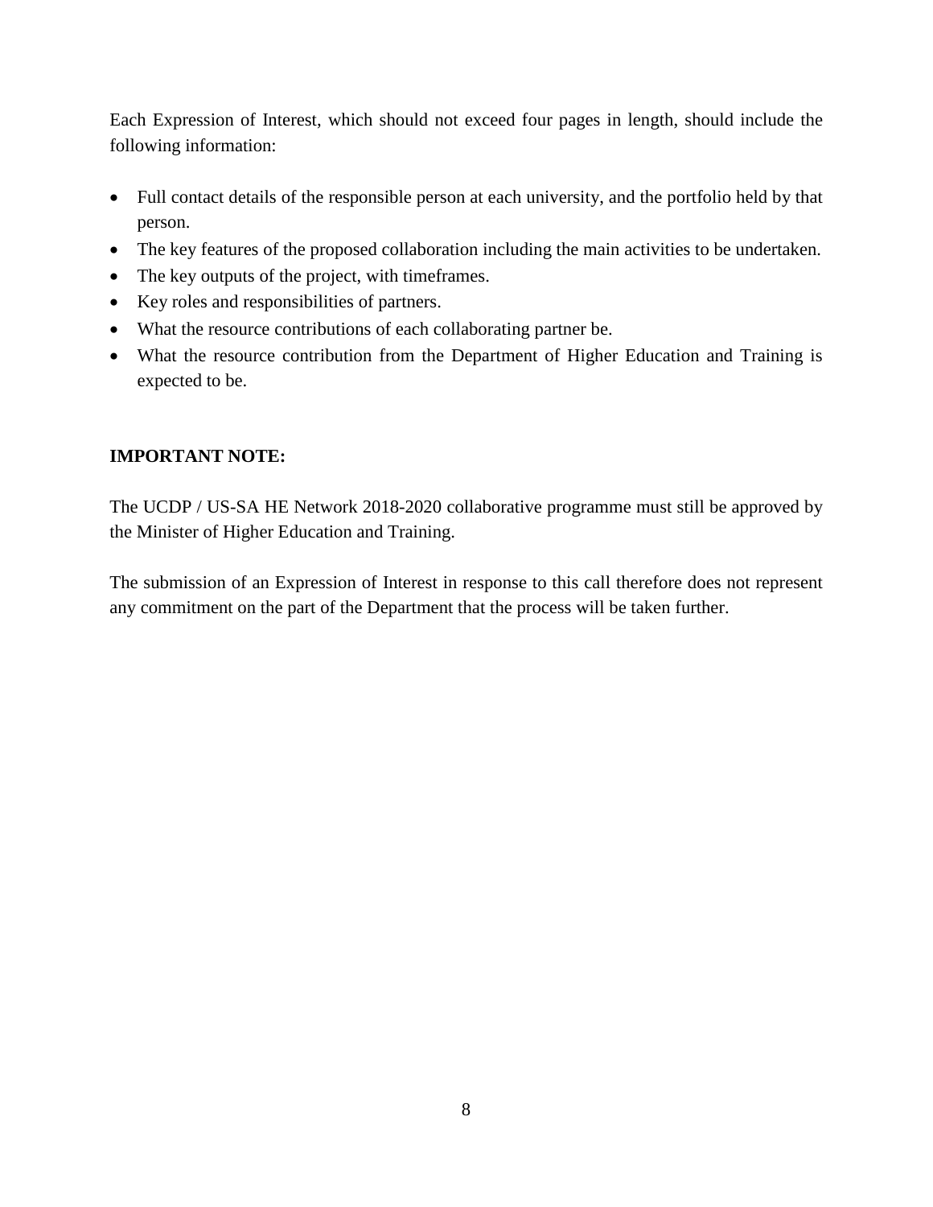Each Expression of Interest, which should not exceed four pages in length, should include the following information:

- Full contact details of the responsible person at each university, and the portfolio held by that person.
- The key features of the proposed collaboration including the main activities to be undertaken.
- The key outputs of the project, with timeframes.
- Key roles and responsibilities of partners.
- What the resource contributions of each collaborating partner be.
- What the resource contribution from the Department of Higher Education and Training is expected to be.

**IMPORTANT NOTE:**

The UCDP / US-SA HE Network 2018-2020 collaborative programme must still be approved by the Minister of Higher Education and Training.

The submission of an Expression of Interest in response to this call therefore does not represent any commitment on the part of the Department that the process will be taken further.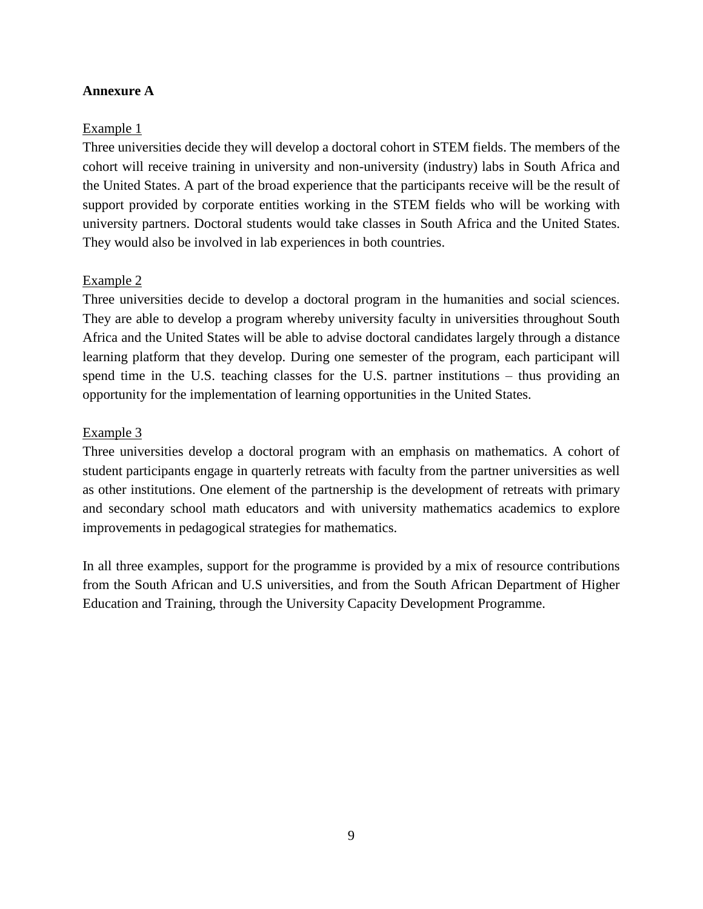**Annexure A**

Example 1

Three universities decide they will develop a doctoral cohort in STEM fields. The members of the cohort will receive training in university and non-university (industry) labs in South Africa and the United States. A part of the broad experience that the participants receive will be the result of support provided by corporate entities working in the STEM fields who will be working with university partners. Doctoral students would take classes in South Africa and the United States. They would also be involved in lab experiences in both countries.

Example 2

Three universities decide to develop a doctoral program in the humanities and social sciences. They are able to develop a program whereby university faculty in universities throughout South Africa and the United States will be able to advise doctoral candidates largely through a distance learning platform that they develop. During one semester of the program, each participant will spend time in the U.S. teaching classes for the U.S. partner institutions – thus providing an opportunity for the implementation of learning opportunities in the United States.

Example 3

Three universities develop a doctoral program with an emphasis on mathematics. A cohort of student participants engage in quarterly retreats with faculty from the partner universities as well as other institutions. One element of the partnership is the development of retreats with primary and secondary school math educators and with university mathematics academics to explore improvements in pedagogical strategies for mathematics.

In all three examples, support for the programme is provided by a mix of resource contributions from the South African and U.S universities, and from the South African Department of Higher Education and Training, through the University Capacity Development Programme.